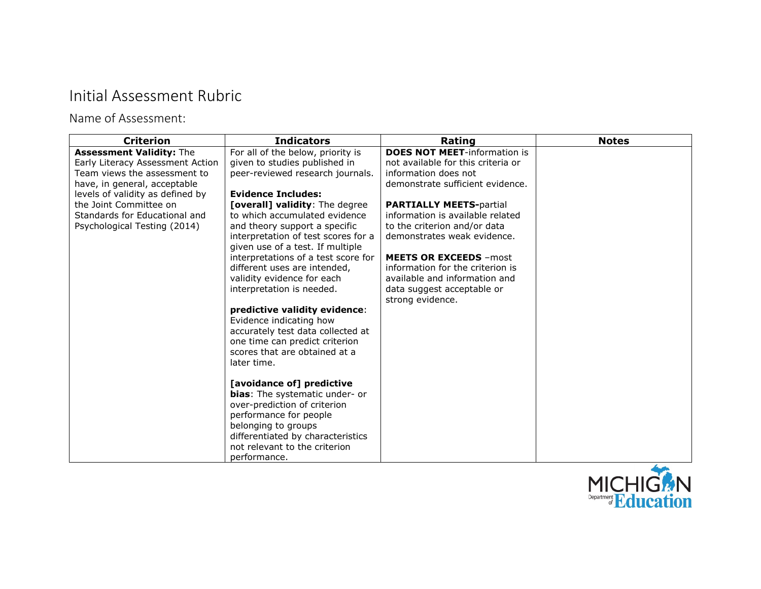# Initial Assessment Rubric

## Name of Assessment:

| Criterion | Indicators | Rating | Notes |
|---|---|---|---|
| **Assessment Validity:** The Early Literacy Assessment Action Team views the assessment to have, in general, acceptable levels of validity as defined by the Joint Committee on Standards for Educational and Psychological Testing (2014) | For all of the below, priority is given to studies published in peer-reviewed research journals.<br><br>**Evidence Includes:**<br>**[overall] validity**: The degree to which accumulated evidence and theory support a specific interpretation of test scores for a given use of a test. If multiple interpretations of a test score for different uses are intended, validity evidence for each interpretation is needed.<br><br>**predictive validity evidence**: Evidence indicating how accurately test data collected at one time can predict criterion scores that are obtained at a later time.<br><br>**[avoidance of] predictive bias**: The systematic under- or over-prediction of criterion performance for people belonging to groups differentiated by characteristics not relevant to the criterion performance. | **DOES NOT MEET**-information is not available for this criteria or information does not demonstrate sufficient evidence.<br><br>**PARTIALLY MEETS-**partial information is available related to the criterion and/or data demonstrates weak evidence.<br><br>**MEETS OR EXCEEDS** –most information for the criterion is available and information and data suggest acceptable or strong evidence. | |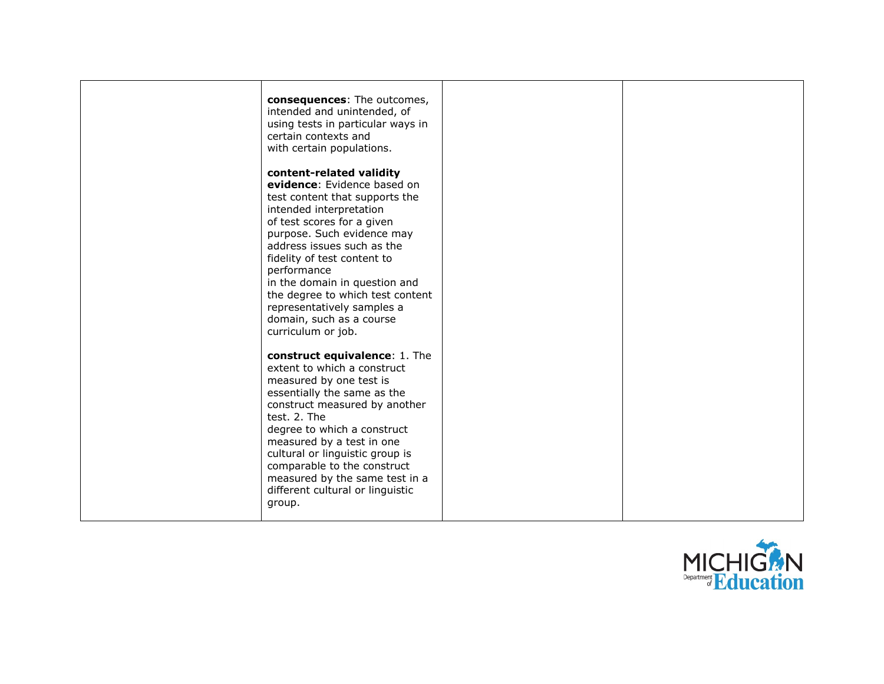| | | | |
|---|---|---|---|
| | **consequences**: The outcomes, intended and unintended, of using tests in particular ways in certain contexts and with certain populations.<br><br>**content-related validity evidence**: Evidence based on test content that supports the intended interpretation of test scores for a given purpose. Such evidence may address issues such as the fidelity of test content to performance in the domain in question and the degree to which test content representatively samples a domain, such as a course curriculum or job.<br><br>**construct equivalence**: 1. The extent to which a construct measured by one test is essentially the same as the construct measured by another test. 2. The degree to which a construct measured by a test in one cultural or linguistic group is comparable to the construct measured by the same test in a different cultural or linguistic group. | | |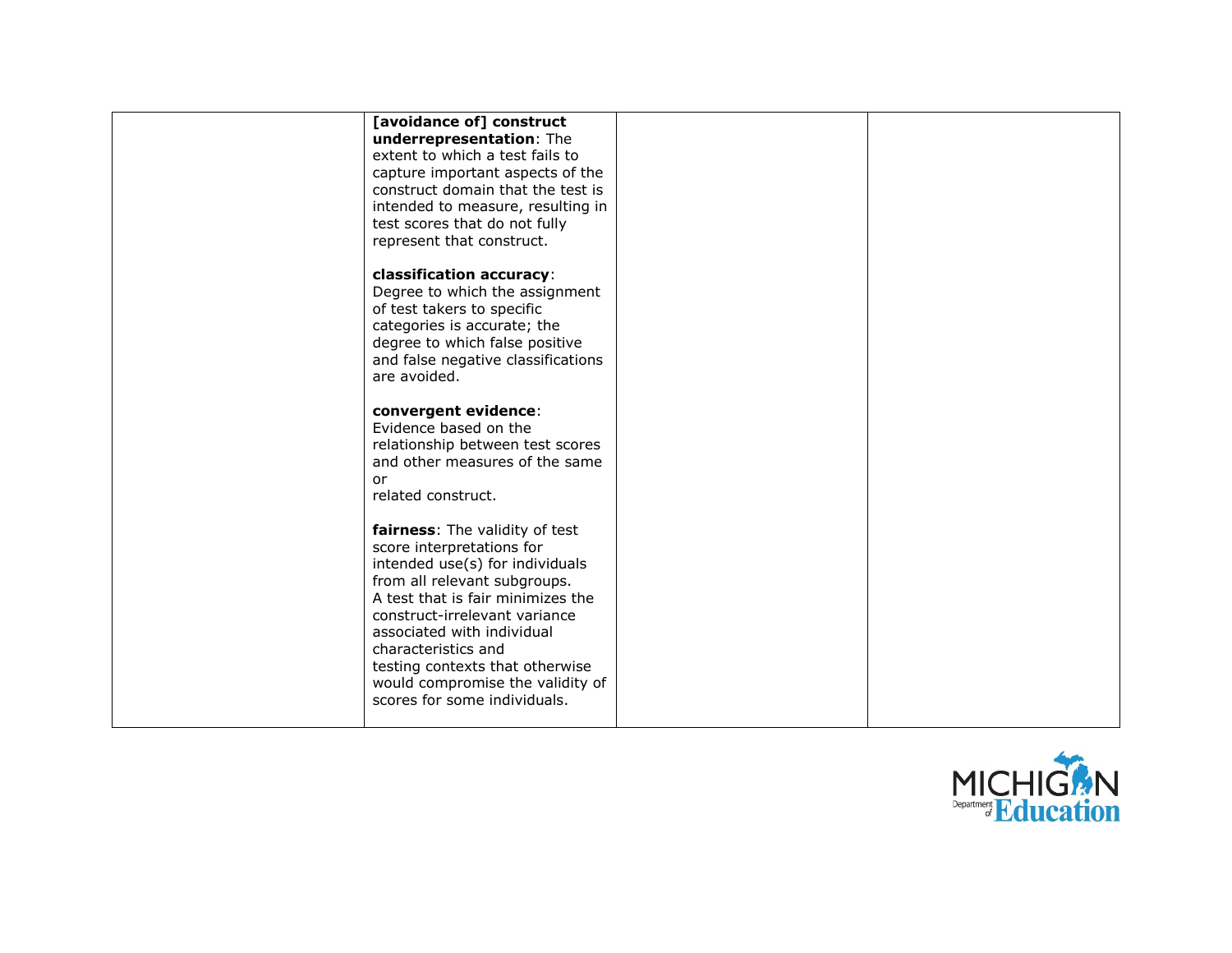| | | | |
|---|---|---|---|
| | **[avoidance of] construct underrepresentation**: The extent to which a test fails to capture important aspects of the construct domain that the test is intended to measure, resulting in test scores that do not fully represent that construct.<br><br>**classification accuracy**: Degree to which the assignment of test takers to specific categories is accurate; the degree to which false positive and false negative classifications are avoided.<br><br>**convergent evidence**: Evidence based on the relationship between test scores and other measures of the same or related construct.<br><br>**fairness**: The validity of test score interpretations for intended use(s) for individuals from all relevant subgroups. A test that is fair minimizes the construct-irrelevant variance associated with individual characteristics and testing contexts that otherwise would compromise the validity of scores for some individuals. | | |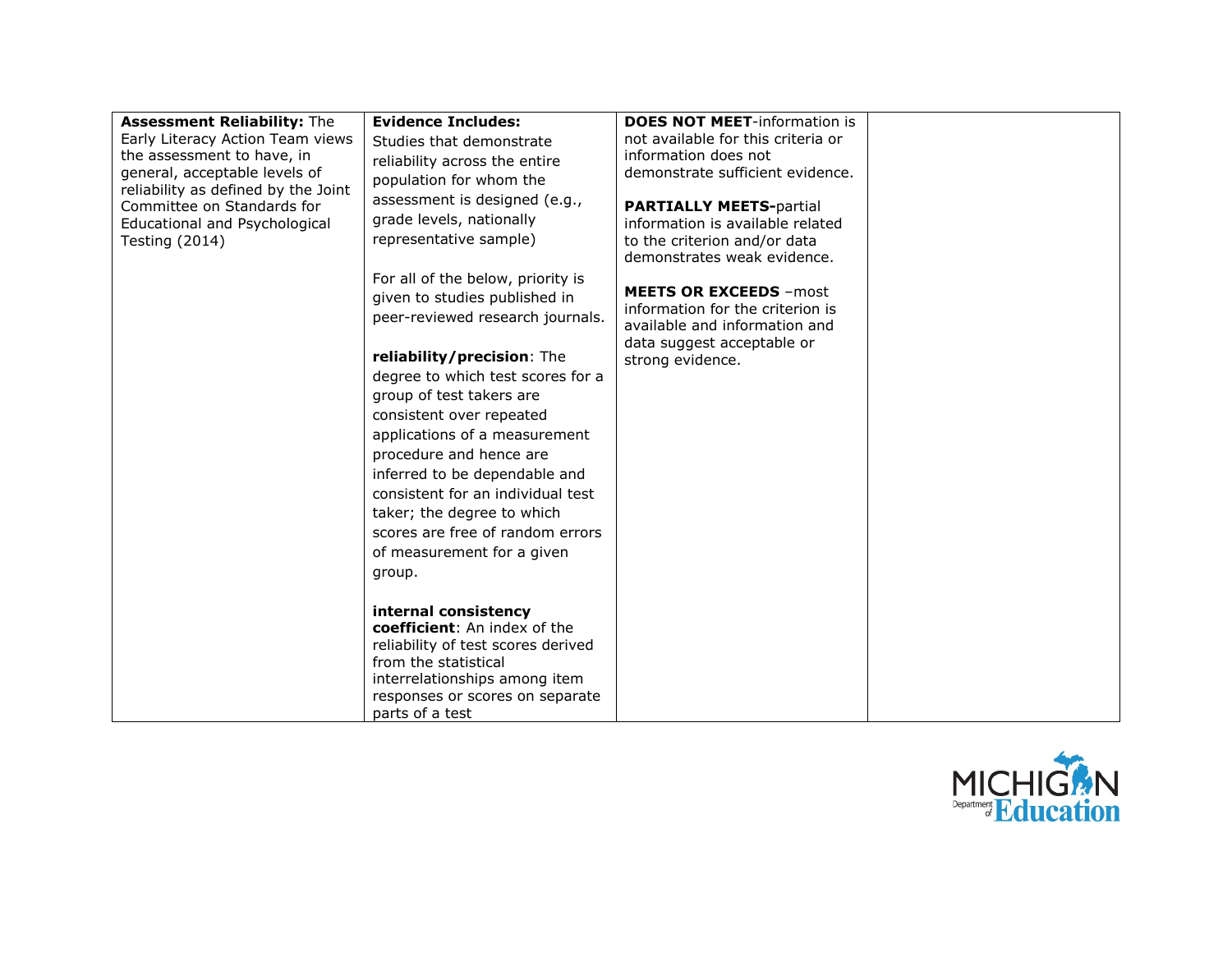| | | | |
|---|---|---|---|
| **Assessment Reliability:** The Early Literacy Action Team views the assessment to have, in general, acceptable levels of reliability as defined by the Joint Committee on Standards for Educational and Psychological Testing (2014) | **Evidence Includes:**<br>Studies that demonstrate reliability across the entire population for whom the assessment is designed (e.g., grade levels, nationally representative sample)<br><br>For all of the below, priority is given to studies published in peer-reviewed research journals.<br><br>**reliability/precision**: The degree to which test scores for a group of test takers are consistent over repeated applications of a measurement procedure and hence are inferred to be dependable and consistent for an individual test taker; the degree to which scores are free of random errors of measurement for a given group.<br><br>**internal consistency coefficient**: An index of the reliability of test scores derived from the statistical interrelationships among item responses or scores on separate parts of a test | **DOES NOT MEET**-information is not available for this criteria or information does not demonstrate sufficient evidence.<br><br>**PARTIALLY MEETS-**partial information is available related to the criterion and/or data demonstrates weak evidence.<br><br>**MEETS OR EXCEEDS** –most information for the criterion is available and information and data suggest acceptable or strong evidence. | |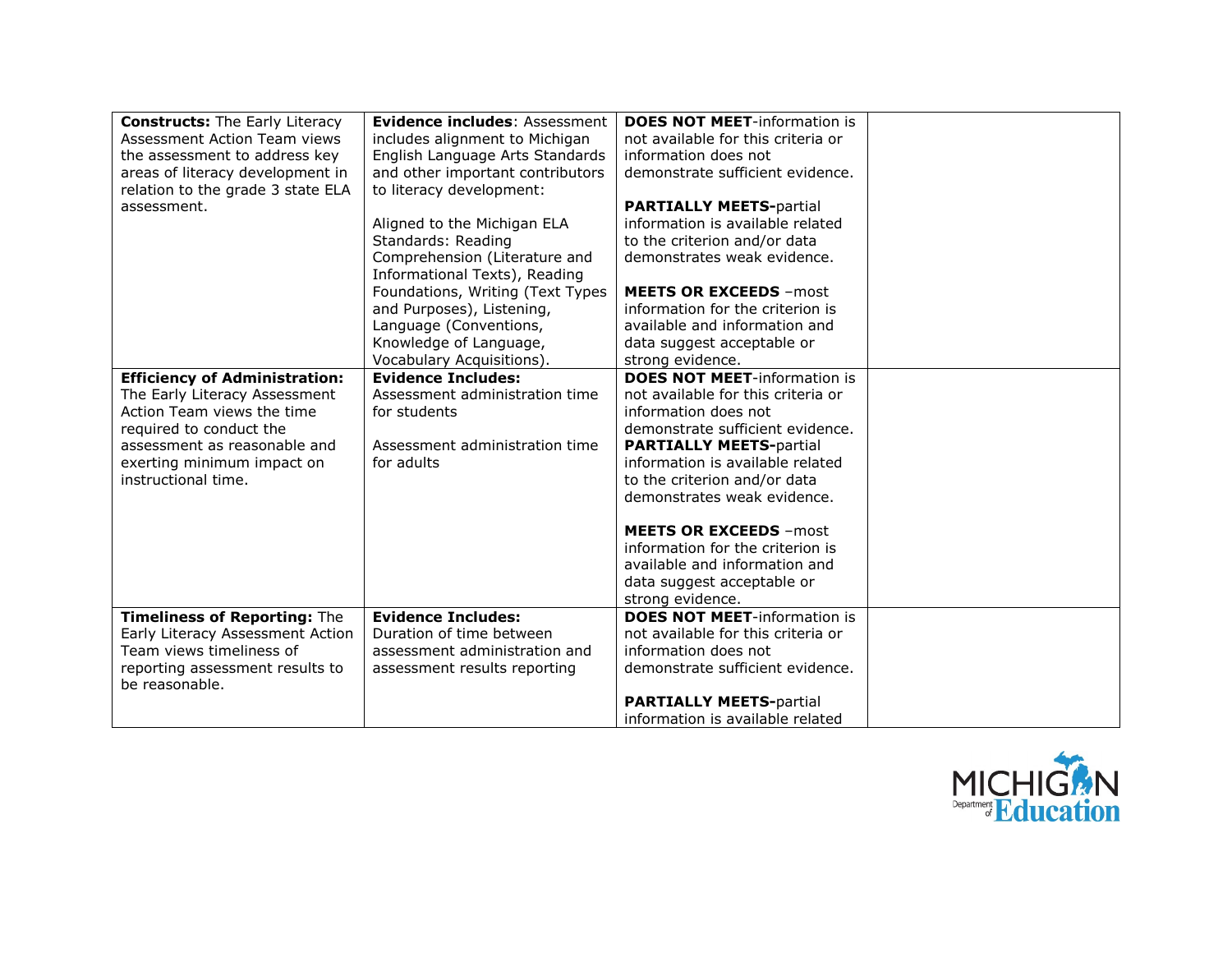| | | | |
|---|---|---|---|
| **Constructs:** The Early Literacy Assessment Action Team views the assessment to address key areas of literacy development in relation to the grade 3 state ELA assessment. | **Evidence includes**: Assessment includes alignment to Michigan English Language Arts Standards and other important contributors to literacy development:<br><br>Aligned to the Michigan ELA Standards: Reading Comprehension (Literature and Informational Texts), Reading Foundations, Writing (Text Types and Purposes), Listening, Language (Conventions, Knowledge of Language, Vocabulary Acquisitions). | **DOES NOT MEET**-information is not available for this criteria or information does not demonstrate sufficient evidence.<br><br>**PARTIALLY MEETS-**partial information is available related to the criterion and/or data demonstrates weak evidence.<br><br>**MEETS OR EXCEEDS** –most information for the criterion is available and information and data suggest acceptable or strong evidence. | |
| **Efficiency of Administration:** The Early Literacy Assessment Action Team views the time required to conduct the assessment as reasonable and exerting minimum impact on instructional time. | **Evidence Includes:**<br>Assessment administration time for students<br><br>Assessment administration time for adults | **DOES NOT MEET**-information is not available for this criteria or information does not demonstrate sufficient evidence.<br>**PARTIALLY MEETS-**partial information is available related to the criterion and/or data demonstrates weak evidence.<br><br>**MEETS OR EXCEEDS** –most information for the criterion is available and information and data suggest acceptable or strong evidence. | |
| **Timeliness of Reporting:** The Early Literacy Assessment Action Team views timeliness of reporting assessment results to be reasonable. | **Evidence Includes:**<br>Duration of time between assessment administration and assessment results reporting | **DOES NOT MEET**-information is not available for this criteria or information does not demonstrate sufficient evidence.<br><br>**PARTIALLY MEETS-**partial information is available related | |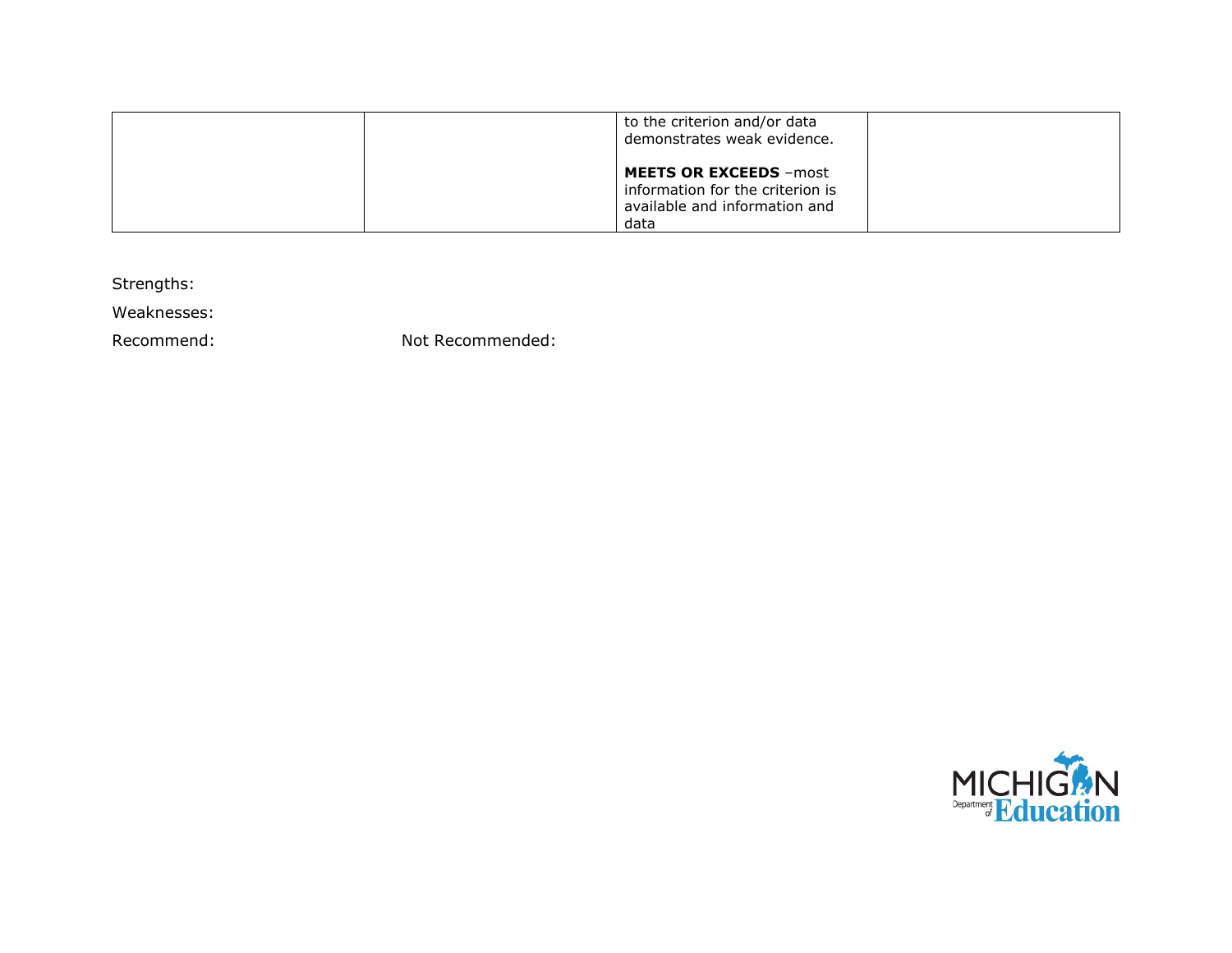| | | | |
|---|---|---|---|
| | | to the criterion and/or data demonstrates weak evidence.<br><br>**MEETS OR EXCEEDS** –most information for the criterion is available and information and data | |

Strengths:

Weaknesses:

Recommend: Not Recommended: